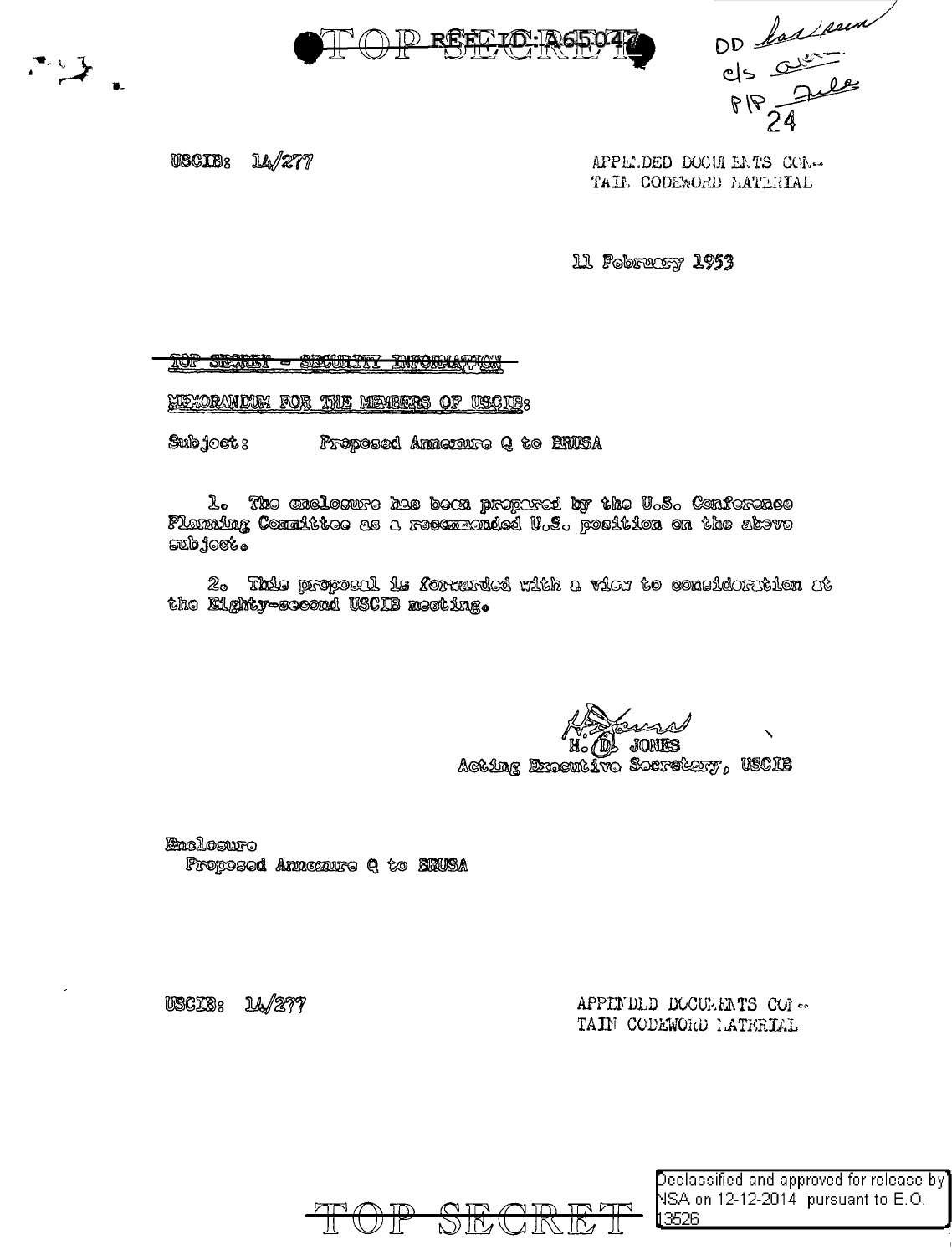TOP SECRET REF ID:A65047

DD ~~[handwritten]~~
c/s [handwritten]
P/P File
24

USCIB: 14/277

APPENDED DOCUMENTS CONTAIN CODEWORD MATERIAL

11 February 1953

~~TOP SECRET - SECURITY INFORMATION~~

MEMORANDUM FOR THE MEMBERS OF USCIB:

Subject: Proposed Annexure Q to BRUSA

1. The enclosure has been prepared by the U.S. Conference Planning Committee as a recommended U.S. position on the above subject.

2. This proposal is forwarded with a view to consideration at the Eighty-second USCIB meeting.

H. D. JONES
Acting Executive Secretary, USCIB

Enclosure
Proposed Annexure Q to BRUSA

USCIB: 14/277

APPENDED DOCUMENTS CONTAIN CODEWORD MATERIAL

TOP SECRET

Declassified and approved for release by NSA on 12-12-2014 pursuant to E.O. 13526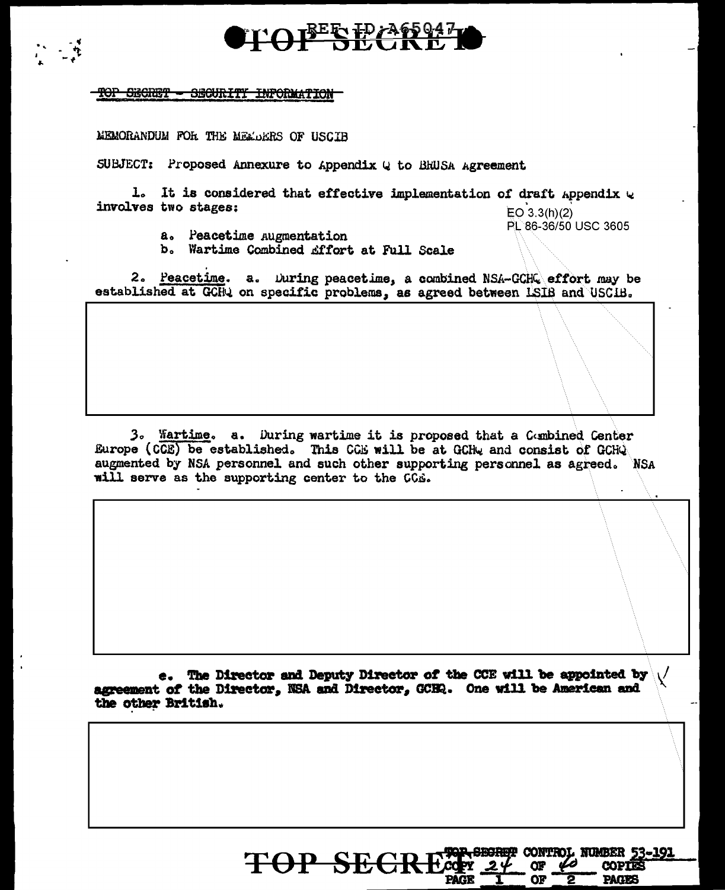TOP SECRET - SECURITY INFORMATION

MEMORANDUM FOR THE MEMBERS OF USCIB

SUBJECT: Proposed Annexure to Appendix Q to BRUSA Agreement

1. It is considered that effective implementation of draft Appendix Q involves two stages:

EO 3.3(h)(2)
PL 86-36/50 USC 3605

a. Peacetime Augmentation
b. Wartime Combined Effort at Full Scale

2. Peacetime. a. During peacetime, a combined NSA-GCHQ effort may be established at GCHQ on specific problems, as agreed between LSIB and USCIB.

3. Wartime. a. During wartime it is proposed that a Combined Center Europe (CCE) be established. This CCE will be at GCHQ and consist of GCHQ augmented by NSA personnel and such other supporting personnel as agreed. NSA will serve as the supporting center to the CCE.

**e. The Director and Deputy Director of the CCE will be appointed by agreement of the Director, NSA and Director, GCHQ. One will be American and the other British.**

TOP SECRET CONTROL NUMBER 53-191
COPY 24 OF 60 COPIES
PAGE 1 OF 2 PAGES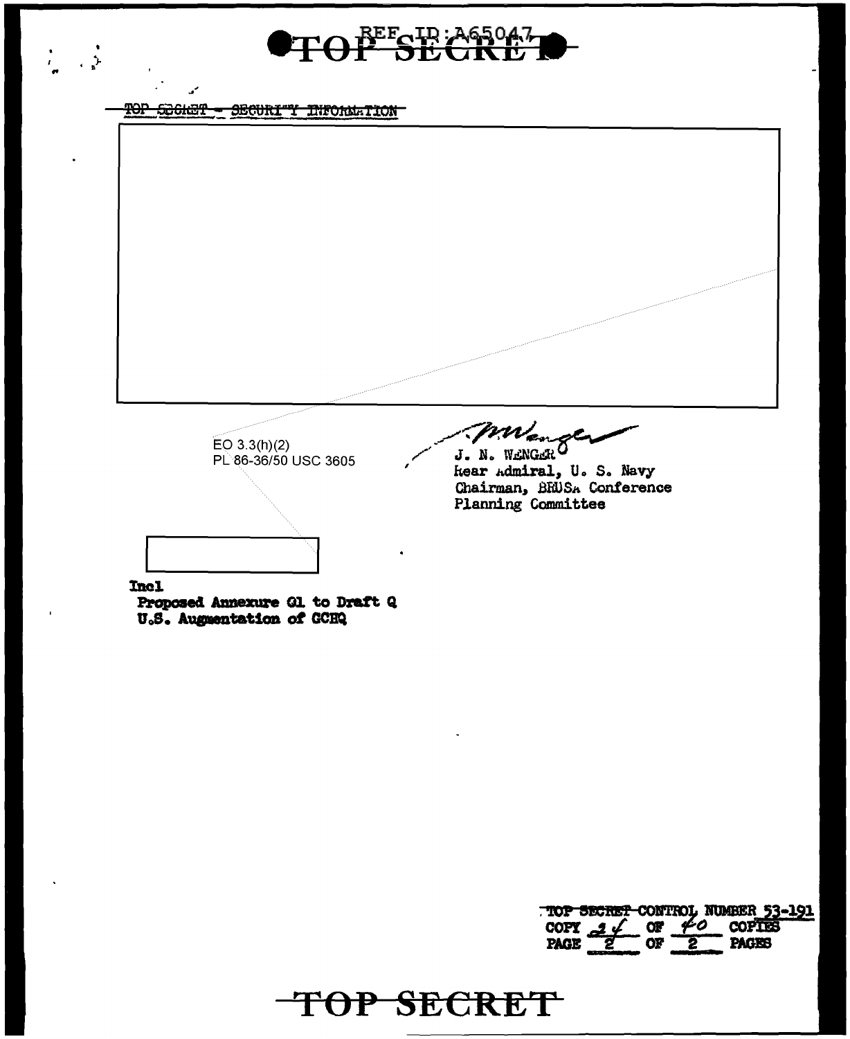TOP SECRET - SECURITY INFORMATION

EO 3.3(h)(2)
PL 86-36/50 USC 3605

J. N. WENGER
Rear Admiral, U. S. Navy
Chairman, BRUSA Conference
Planning Committee

Incl
Proposed Annexure G1 to Draft Q
U.S. Augmentation of GCHQ

TOP SECRET CONTROL NUMBER 53-191
COPY 24 OF 40 COPIES
PAGE 2 OF 2 PAGES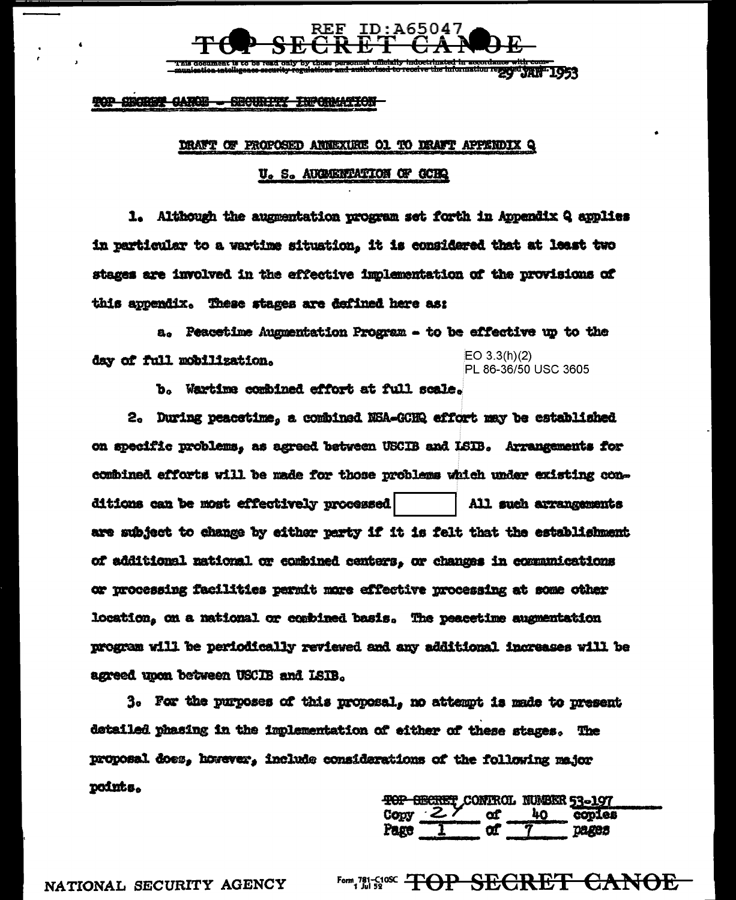TOP SECRET CANOE - SECURITY INFORMATION

## DRAFT OF PROPOSED ANNEXURE Q1 TO DRAFT APPENDIX Q

### U. S. AUGMENTATION OF GCHQ

1. Although the augmentation program set forth in Appendix Q applies in particular to a wartime situation, it is considered that at least two stages are involved in the effective implementation of the provisions of this appendix. These stages are defined here as:

   a. Peacetime Augmentation Program - to be effective up to the day of full mobilization.

   b. Wartime combined effort at full scale.

EO 3.3(h)(2)
PL 86-36/50 USC 3605

2. During peacetime, a combined NSA-GCHQ effort may be established on specific problems, as agreed between USCIB and LSIB. Arrangements for combined efforts will be made for those problems which under existing conditions can be most effectively processed [ ] All such arrangements are subject to change by either party if it is felt that the establishment of additional national or combined centers, or changes in communications or processing facilities permit more effective processing at some other location, on a national or combined basis. The peacetime augmentation program will be periodically reviewed and any additional increases will be agreed upon between USCIB and LSIB.

3. For the purposes of this proposal, no attempt is made to present detailed phasing in the implementation of either of these stages. The proposal does, however, include considerations of the following major points.

TOP SECRET CONTROL NUMBER 53-197
Copy 24 of 40 copies
Page 1 of 7 pages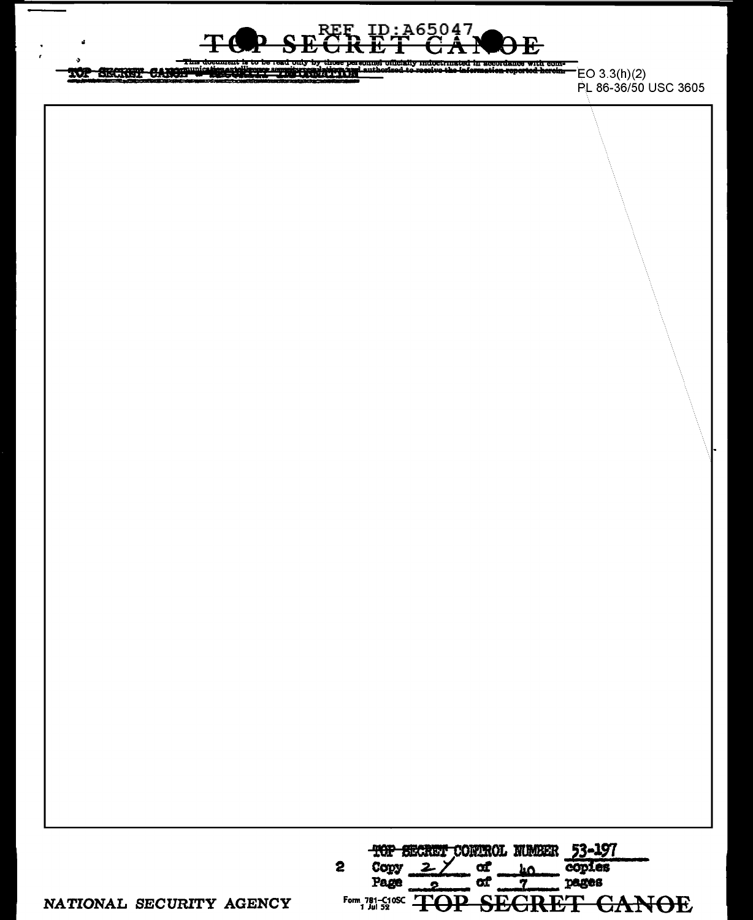# TOP SECRET CANOE

REF ID:A65047

This document is to be read only by those personnel officially indoctrinated in accordance with communications intelligence security regulations and authorized to receive the information reported herein.

TOP SECRET CANOE - SECURITY INFORMATION

EO 3.3(h)(2)
PL 86-36/50 USC 3605

TOP SECRET CONTROL NUMBER 53-197

Copy 27 of 40 copies

Page 2 of 7 pages

NATIONAL SECURITY AGENCY

Form 781-C10SC 1 Jul 52

TOP SECRET CANOE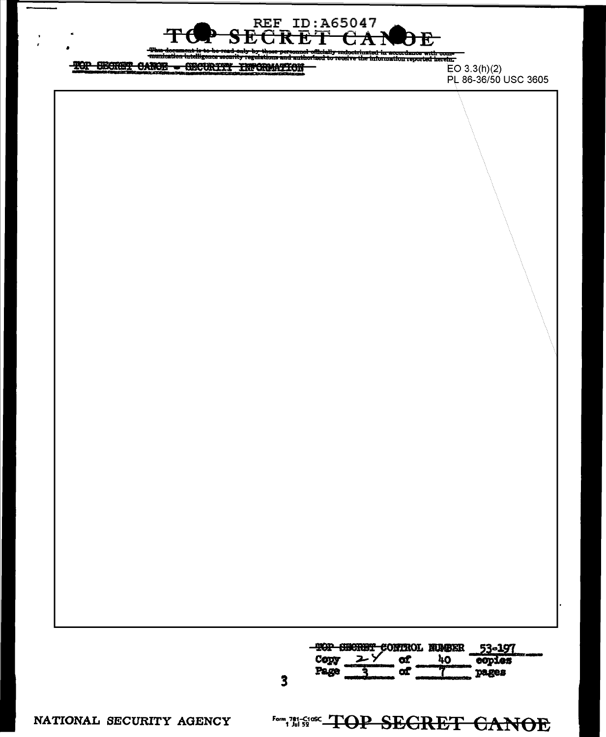TOP SECRET CANOE

This document is to be read only by those personnel officially indoctrinated in accordance with communication intelligence security regulations and authorized to receive the information reported herein.

TOP SECRET CANOE - SECURITY INFORMATION

EO 3.3(h)(2)
PL 86-36/50 USC 3605

TOP SECRET CONTROL NUMBER 53-197
Copy 24 of 40 copies
Page 3 of 7 pages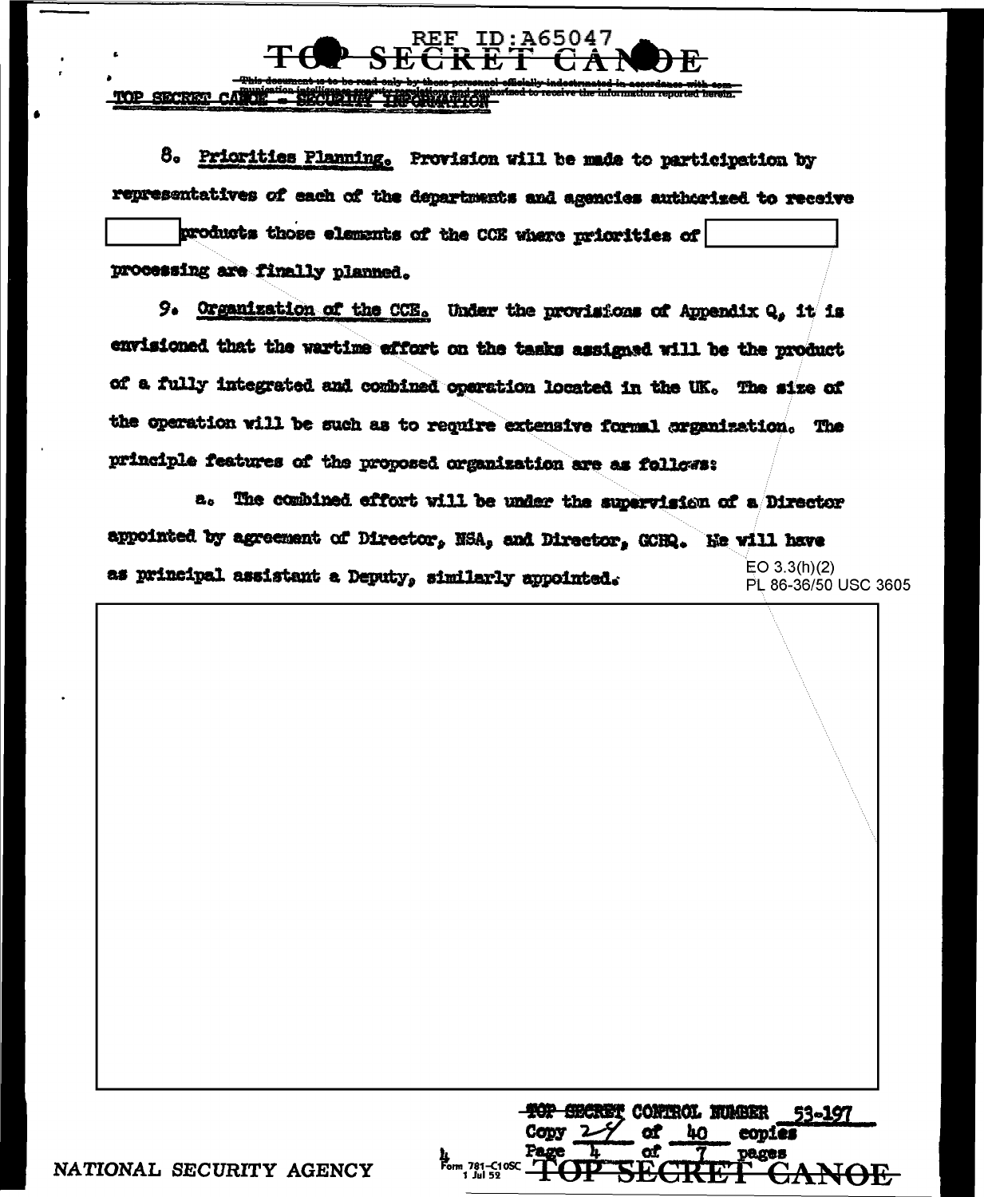8. Priorities Planning. Provision will be made to participation by representatives of each of the departments and agencies authorized to receive [redacted] products those elements of the CCE where priorities of [redacted] processing are finally planned.

9. Organization of the CCE. Under the provisions of Appendix Q, it is envisioned that the wartime effort on the tasks assigned will be the product of a fully integrated and combined operation located in the UK. The size of the operation will be such as to require extensive formal organization. The principle features of the proposed organization are as follows:

a. The combined effort will be under the supervision of a Director appointed by agreement of Director, NSA, and Director, GCHQ. He will have as principal assistant a Deputy, similarly appointed.

EO 3.3(h)(2)
PL 86-36/50 USC 3605

[redacted]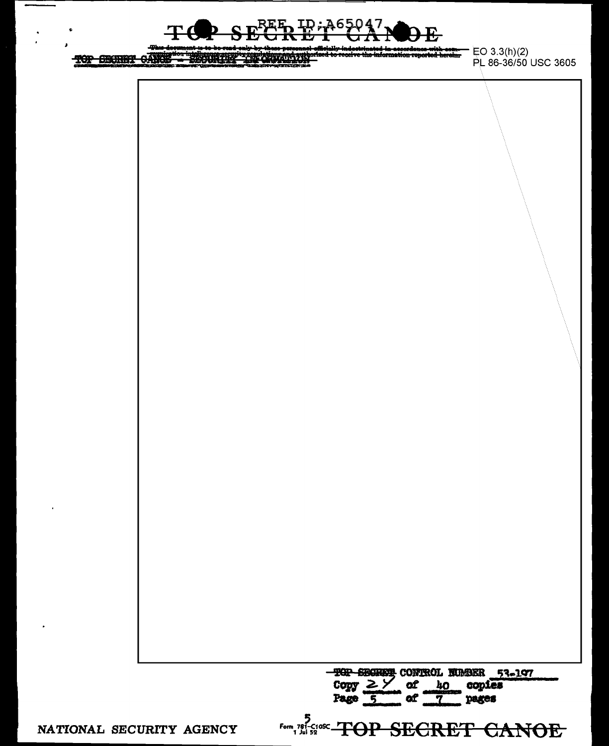~~This document is to be read only by those personnel officially indoctrinated in accordance with communication intelligence security regulations and authorized to receive the information reported herein~~

~~TOP SECRET CANOE - SECURITY INFORMATION~~

EO 3.3(h)(2)
PL 86-36/50 USC 3605

~~TOP SECRET~~ CONTROL NUMBER 53-197
Copy 24 of 40 copies
Page 5 of 7 pages

NATIONAL SECURITY AGENCY

Form 781-C10SC
1 Jul 52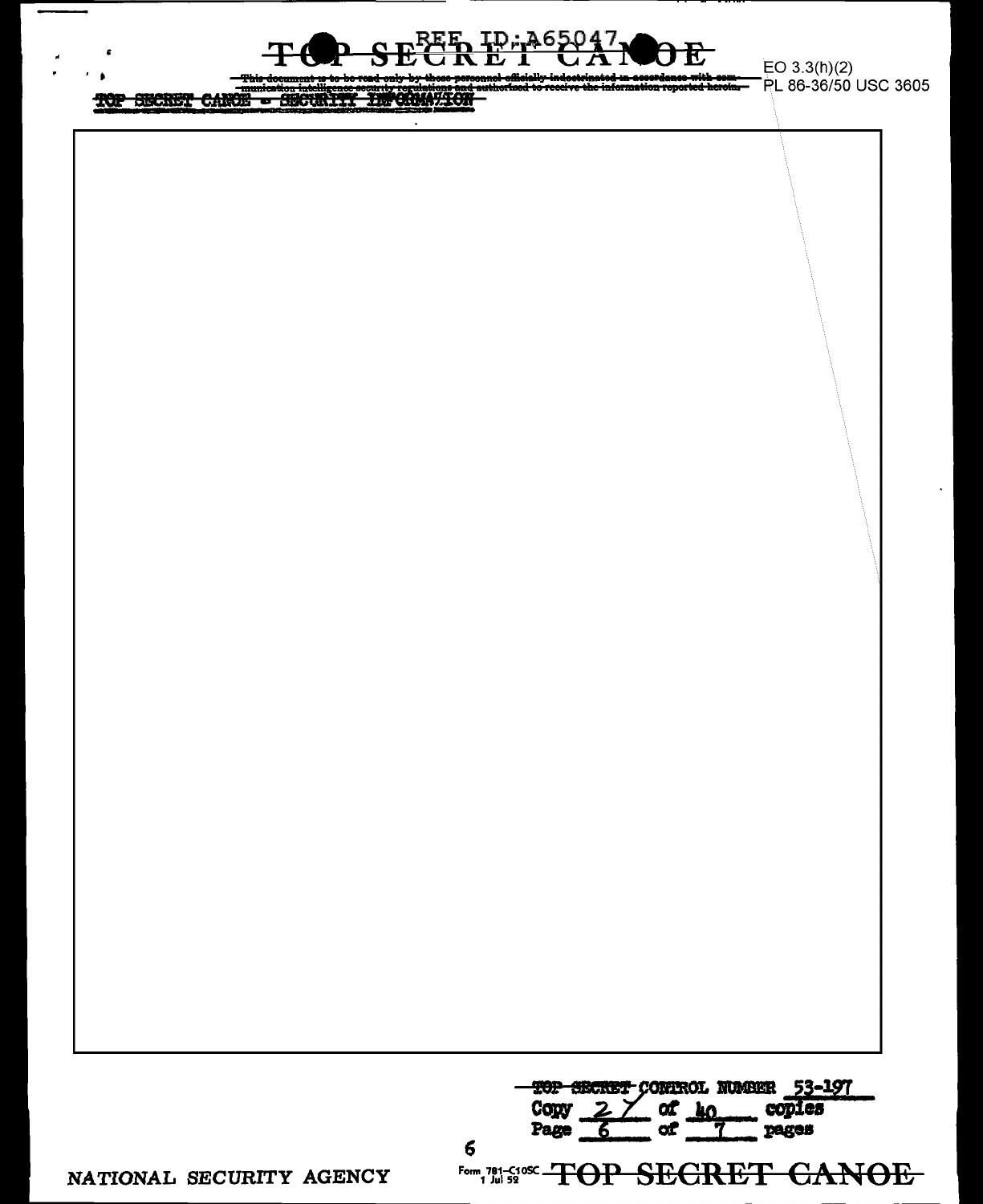# TOP SECRET CANOE

~~This document is to be read only by those personnel officially indoctrinated in accordance with communication intelligence security regulations and authorized to receive the information reported herein.~~

~~TOP SECRET CANOE - SECURITY INFORMATION~~

EO 3.3(h)(2)
PL 86-36/50 USC 3605

~~TOP SECRET~~ CONTROL NUMBER 53-197
Copy 27 of 40 copies
Page 6 of 7 pages

NATIONAL SECURITY AGENCY

Form 781-C10SC 1 Jul 52 ~~TOP SECRET CANOE~~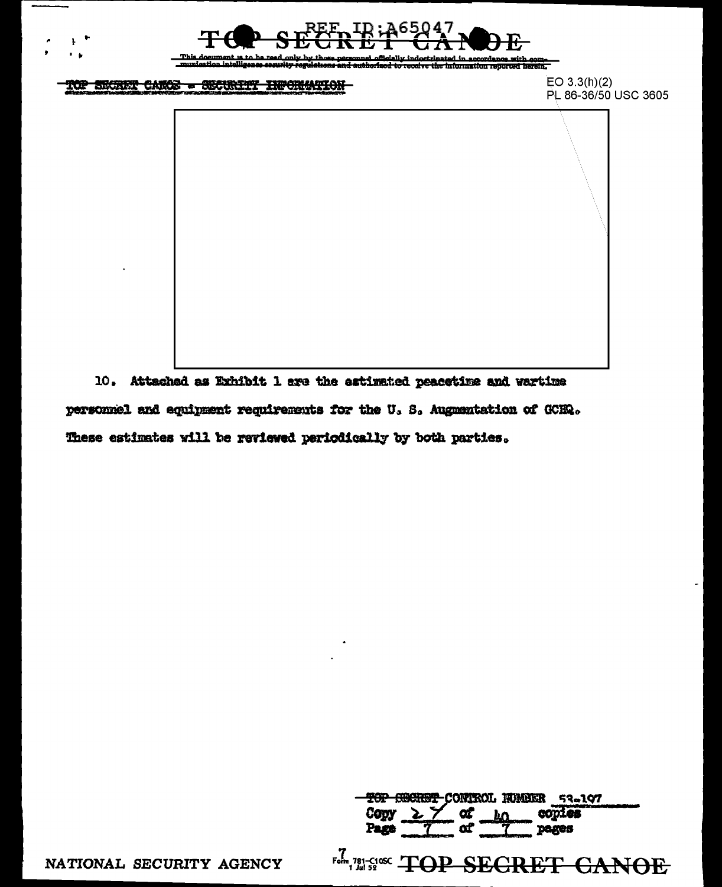REF ID:A65047

TOP SECRET CANOE

This document is to be read only by those personnel officially indoctrinated in accordance with communication intelligence security regulations and authorized to receive the information reported herein.

~~TOP SECRET CANOE - SECURITY INFORMATION~~

EO 3.3(h)(2)
PL 86-36/50 USC 3605

10. Attached as Exhibit 1 are the estimated peacetime and wartime personnel and equipment requirements for the U. S. Augmentation of GCHQ. These estimates will be reviewed periodically by both parties.

~~TOP SECRET~~ CONTROL NUMBER 53-197
Copy 27 of 40 copies
Page 7 of 7 pages

NATIONAL SECURITY AGENCY

Form 781-C10SC 1 Jul 52

TOP SECRET CANOE